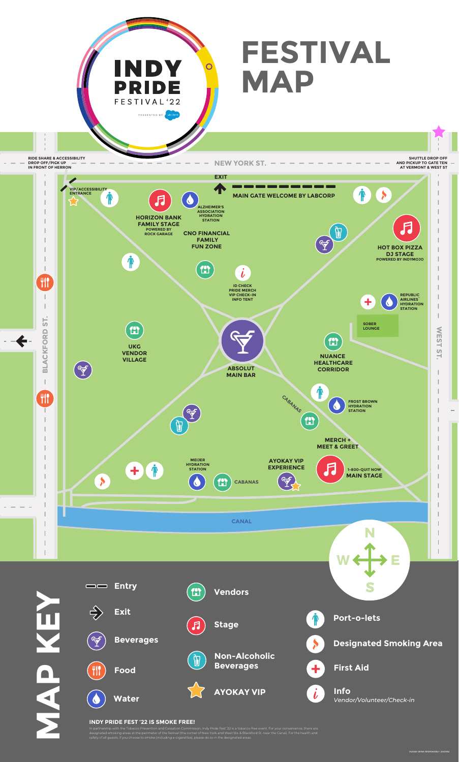# INDY PRIDE FESTIVAL '22

PRESENTED BY salesforce

# FESTIVAL MAP

RIDE SHARE & ACCESSIBILITY DROP OFF/PICK UP IN FRONT OF HERRON

NEW YORK ST.

SHUTTLE DROP OFF AND PICKUP TO GATE TEN AT VERMONT & WEST ST

EXIT

VIP/ACCESSIBILITY ENTRANCE

MAIN GATE WELCOME BY LABCORP

HORIZON BANK FAMILY STAGE POWERED BY ROCK GARAGE

ALZHEIMER'S ASSOCIATION HYDRATION STATION

CNO FINANCIAL FAMILY FUN ZONE

HOT BOX PIZZA DJ STAGE POWERED BY INDYMOJO

ID CHECK PRIDE MERCH VIP CHECK-IN INFO TENT

REPUBLIC AIRLINES HYDRATION STATION

SOBER LOUNGE

BLACKFORD ST.

WEST ST.

UKG VENDOR VILLAGE

ABSOLUT MAIN BAR

NUANCE HEALTHCARE CORRIDOR

CABANAS

FROST BROWN HYDRATION STATION

MERCH + MEET & GREET

MEIJER HYDRATION STATION

AYOKAY VIP EXPERIENCE

1-800-QUIT NOW MAIN STAGE

CABANAS

CANAL

N W E S

## MAP KEY

- Entry
- Exit
- Beverages
- Food
- Water
- Vendors
- Stage
- Non-Alcoholic Beverages
- AYOKAY VIP
- Port-o-lets
- Designated Smoking Area
- First Aid
- Info *Vendor/Volunteer/Check-in*

**INDY PRIDE FEST '22 IS SMOKE FREE!**

In partnership with the Tobacco Prevention and Cessation Commission, Indy Pride Fest '22 is a tobacco-free event. For your convenience, there are designated smoking areas at the perimeter of the festival (the corner of New York and West Sts. & Blackford St. near the Canal). For the health and safety of all guests, if you choose to smoke (including e-cigarettes), please do so in the designated areas.

PLEASE DRINK RESPONSIBLY. 2022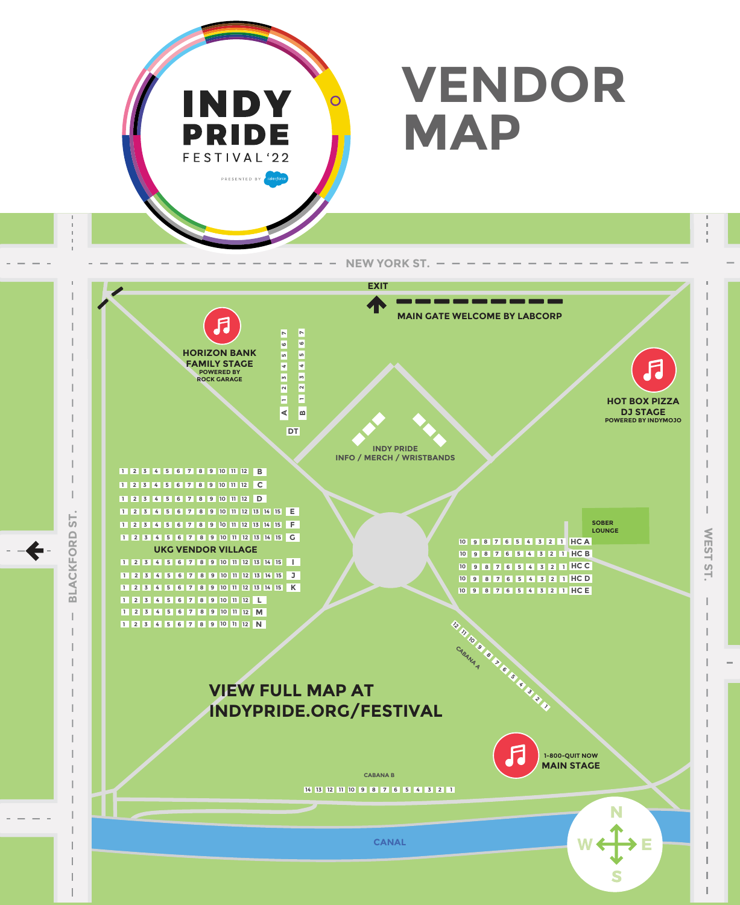# INDY PRIDE FESTIVAL '22

PRESENTED BY salesforce

# VENDOR MAP

NEW YORK ST.

EXIT

MAIN GATE WELCOME BY LABCORP

HORIZON BANK FAMILY STAGE
POWERED BY ROCK GARAGE

A 1 2 3 4 5 6 7

B 1 2 3 4 5 6 7

DT

INDY PRIDE
INFO / MERCH / WRISTBANDS

HOT BOX PIZZA DJ STAGE
POWERED BY INDYMOJO

1 2 3 4 5 6 7 8 9 10 11 12 B

1 2 3 4 5 6 7 8 9 10 11 12 C

1 2 3 4 5 6 7 8 9 10 11 12 D

1 2 3 4 5 6 7 8 9 10 11 12 13 14 15 E

1 2 3 4 5 6 7 8 9 10 11 12 13 14 15 F

1 2 3 4 5 6 7 8 9 10 11 12 13 14 15 G

UKG VENDOR VILLAGE

1 2 3 4 5 6 7 8 9 10 11 12 13 14 15 I

1 2 3 4 5 6 7 8 9 10 11 12 13 14 15 J

1 2 3 4 5 6 7 8 9 10 11 12 13 14 15 K

1 2 3 4 5 6 7 8 9 10 11 12 L

1 2 3 4 5 6 7 8 9 10 11 12 M

1 2 3 4 5 6 7 8 9 10 11 12 N

SOBER LOUNGE

10 9 8 7 6 5 4 3 2 1 HC A

10 9 8 7 6 5 4 3 2 1 HC B

10 9 8 7 6 5 4 3 2 1 HC C

10 9 8 7 6 5 4 3 2 1 HC D

10 9 8 7 6 5 4 3 2 1 HC E

BLACKFORD ST.

WEST ST.

CABANA A

12 11 10 9 8 7 6 5 4 3 2 1

VIEW FULL MAP AT INDYPRIDE.ORG/FESTIVAL

1-800-QUIT NOW
MAIN STAGE

CABANA B

14 13 12 11 10 9 8 7 6 5 4 3 2 1

CANAL

N
W E
S